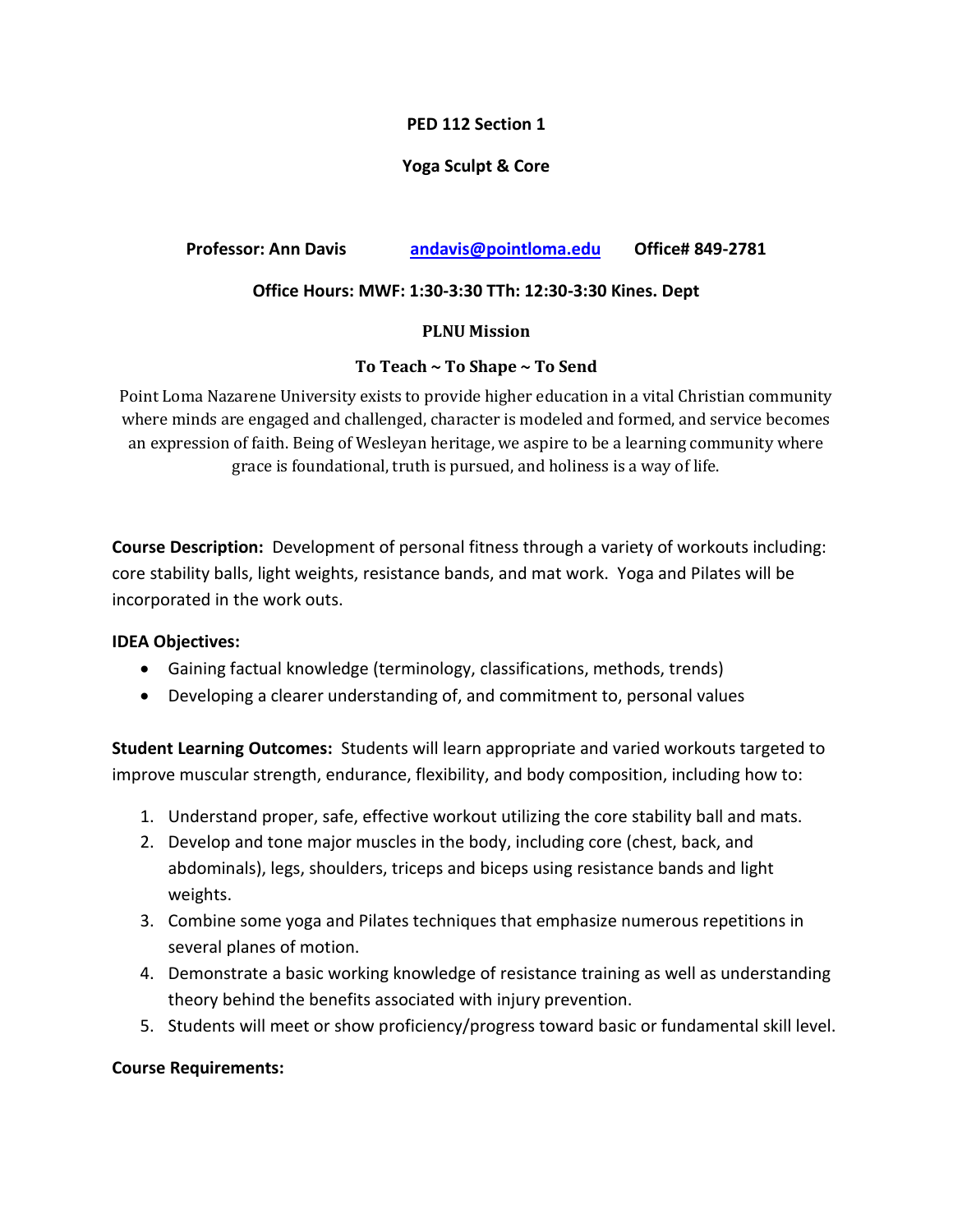# PED 112 Section 1

## Yoga Sculpt & Core

**Professor: Ann Davis** [andavis@pointloma.edu](mailto:andavis@pointloma.edu) **Office# 849-2781**

**Office Hours: MWF: 1:30-3:30 TTh: 12:30-3:30 Kines. Dept**

### PLNU Mission

**To Teach ~ To Shape ~ To Send**

Point Loma Nazarene University exists to provide higher education in a vital Christian community where minds are engaged and challenged, character is modeled and formed, and service becomes an expression of faith. Being of Wesleyan heritage, we aspire to be a learning community where grace is foundational, truth is pursued, and holiness is a way of life.

**Course Description:** Development of personal fitness through a variety of workouts including: core stability balls, light weights, resistance bands, and mat work. Yoga and Pilates will be incorporated in the work outs.

**IDEA Objectives:**

- Gaining factual knowledge (terminology, classifications, methods, trends)
- Developing a clearer understanding of, and commitment to, personal values

**Student Learning Outcomes:** Students will learn appropriate and varied workouts targeted to improve muscular strength, endurance, flexibility, and body composition, including how to:

1. Understand proper, safe, effective workout utilizing the core stability ball and mats.
2. Develop and tone major muscles in the body, including core (chest, back, and abdominals), legs, shoulders, triceps and biceps using resistance bands and light weights.
3. Combine some yoga and Pilates techniques that emphasize numerous repetitions in several planes of motion.
4. Demonstrate a basic working knowledge of resistance training as well as understanding theory behind the benefits associated with injury prevention.
5. Students will meet or show proficiency/progress toward basic or fundamental skill level.

**Course Requirements:**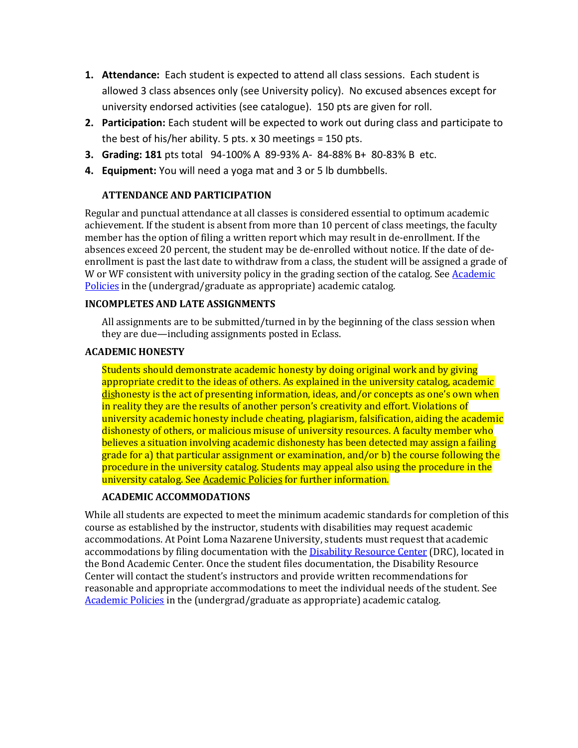1. **Attendance:** Each student is expected to attend all class sessions. Each student is allowed 3 class absences only (see University policy). No excused absences except for university endorsed activities (see catalogue). 150 pts are given for roll.
2. **Participation:** Each student will be expected to work out during class and participate to the best of his/her ability. 5 pts. x 30 meetings = 150 pts.
3. **Grading: 181** pts total 94-100% A 89-93% A- 84-88% B+ 80-83% B etc.
4. **Equipment:** You will need a yoga mat and 3 or 5 lb dumbbells.

**ATTENDANCE AND PARTICIPATION**

Regular and punctual attendance at all classes is considered essential to optimum academic achievement. If the student is absent from more than 10 percent of class meetings, the faculty member has the option of filing a written report which may result in de-enrollment. If the absences exceed 20 percent, the student may be de-enrolled without notice. If the date of de-enrollment is past the last date to withdraw from a class, the student will be assigned a grade of W or WF consistent with university policy in the grading section of the catalog. See Academic Policies in the (undergrad/graduate as appropriate) academic catalog.

**INCOMPLETES AND LATE ASSIGNMENTS**

All assignments are to be submitted/turned in by the beginning of the class session when they are due—including assignments posted in Eclass.

**ACADEMIC HONESTY**

Students should demonstrate academic honesty by doing original work and by giving appropriate credit to the ideas of others. As explained in the university catalog, academic dishonesty is the act of presenting information, ideas, and/or concepts as one's own when in reality they are the results of another person's creativity and effort. Violations of university academic honesty include cheating, plagiarism, falsification, aiding the academic dishonesty of others, or malicious misuse of university resources. A faculty member who believes a situation involving academic dishonesty has been detected may assign a failing grade for a) that particular assignment or examination, and/or b) the course following the procedure in the university catalog. Students may appeal also using the procedure in the university catalog. See Academic Policies for further information.

**ACADEMIC ACCOMMODATIONS**

While all students are expected to meet the minimum academic standards for completion of this course as established by the instructor, students with disabilities may request academic accommodations. At Point Loma Nazarene University, students must request that academic accommodations by filing documentation with the Disability Resource Center (DRC), located in the Bond Academic Center. Once the student files documentation, the Disability Resource Center will contact the student's instructors and provide written recommendations for reasonable and appropriate accommodations to meet the individual needs of the student. See Academic Policies in the (undergrad/graduate as appropriate) academic catalog.